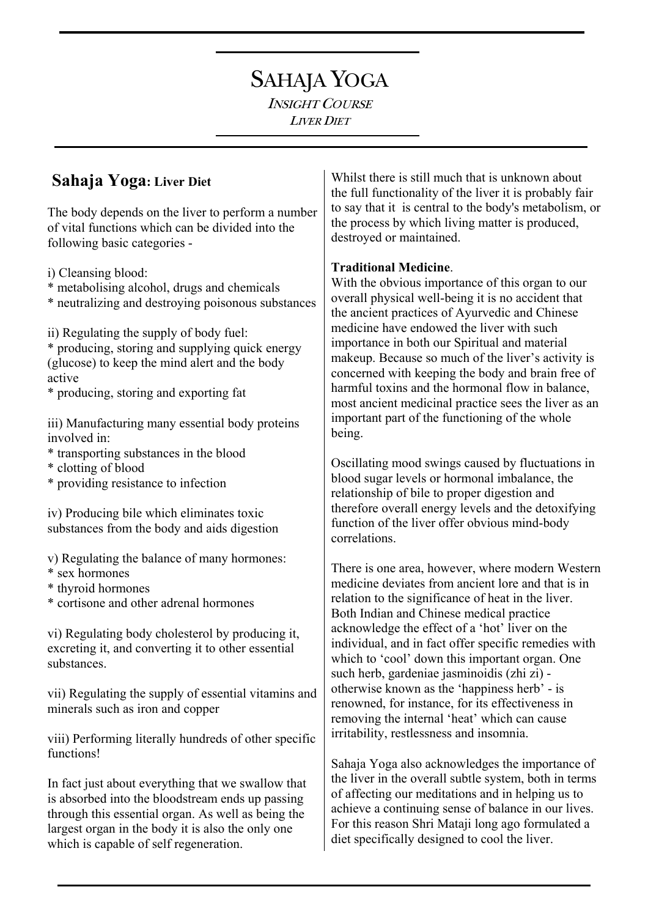# SAHAJA YOGA

*INSIGHT COURSE*

*LIVER DIET*

## Sahaja Yoga: Liver Diet

The body depends on the liver to perform a number of vital functions which can be divided into the following basic categories -

i) Cleansing blood:
* metabolising alcohol, drugs and chemicals
* neutralizing and destroying poisonous substances

ii) Regulating the supply of body fuel:
* producing, storing and supplying quick energy (glucose) to keep the mind alert and the body active
* producing, storing and exporting fat

iii) Manufacturing many essential body proteins involved in:
* transporting substances in the blood
* clotting of blood
* providing resistance to infection

iv) Producing bile which eliminates toxic substances from the body and aids digestion

v) Regulating the balance of many hormones:
* sex hormones
* thyroid hormones
* cortisone and other adrenal hormones

vi) Regulating body cholesterol by producing it, excreting it, and converting it to other essential substances.

vii) Regulating the supply of essential vitamins and minerals such as iron and copper

viii) Performing literally hundreds of other specific functions!

In fact just about everything that we swallow that is absorbed into the bloodstream ends up passing through this essential organ. As well as being the largest organ in the body it is also the only one which is capable of self regeneration.

Whilst there is still much that is unknown about the full functionality of the liver it is probably fair to say that it is central to the body's metabolism, or the process by which living matter is produced, destroyed or maintained.

**Traditional Medicine**.
With the obvious importance of this organ to our overall physical well-being it is no accident that the ancient practices of Ayurvedic and Chinese medicine have endowed the liver with such importance in both our Spiritual and material makeup. Because so much of the liver's activity is concerned with keeping the body and brain free of harmful toxins and the hormonal flow in balance, most ancient medicinal practice sees the liver as an important part of the functioning of the whole being.

Oscillating mood swings caused by fluctuations in blood sugar levels or hormonal imbalance, the relationship of bile to proper digestion and therefore overall energy levels and the detoxifying function of the liver offer obvious mind-body correlations.

There is one area, however, where modern Western medicine deviates from ancient lore and that is in relation to the significance of heat in the liver. Both Indian and Chinese medical practice acknowledge the effect of a 'hot' liver on the individual, and in fact offer specific remedies with which to 'cool' down this important organ. One such herb, gardeniae jasminoidis (zhi zi) - otherwise known as the 'happiness herb' - is renowned, for instance, for its effectiveness in removing the internal 'heat' which can cause irritability, restlessness and insomnia.

Sahaja Yoga also acknowledges the importance of the liver in the overall subtle system, both in terms of affecting our meditations and in helping us to achieve a continuing sense of balance in our lives. For this reason Shri Mataji long ago formulated a diet specifically designed to cool the liver.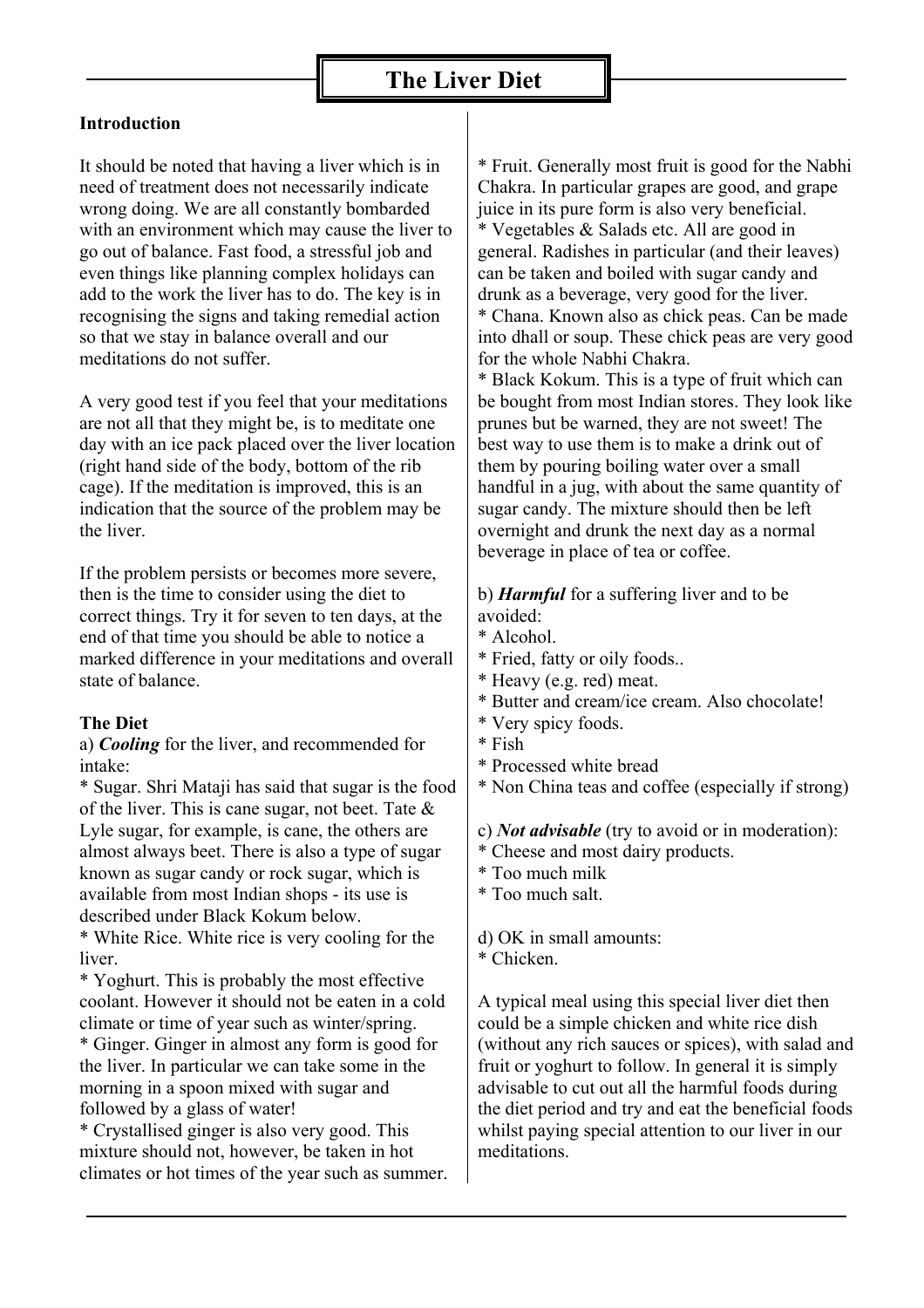# The Liver Diet

**Introduction**

It should be noted that having a liver which is in need of treatment does not necessarily indicate wrong doing. We are all constantly bombarded with an environment which may cause the liver to go out of balance. Fast food, a stressful job and even things like planning complex holidays can add to the work the liver has to do. The key is in recognising the signs and taking remedial action so that we stay in balance overall and our meditations do not suffer.

A very good test if you feel that your meditations are not all that they might be, is to meditate one day with an ice pack placed over the liver location (right hand side of the body, bottom of the rib cage). If the meditation is improved, this is an indication that the source of the problem may be the liver.

If the problem persists or becomes more severe, then is the time to consider using the diet to correct things. Try it for seven to ten days, at the end of that time you should be able to notice a marked difference in your meditations and overall state of balance.

**The Diet**

a) ***Cooling*** for the liver, and recommended for intake:

* Sugar. Shri Mataji has said that sugar is the food of the liver. This is cane sugar, not beet. Tate & Lyle sugar, for example, is cane, the others are almost always beet. There is also a type of sugar known as sugar candy or rock sugar, which is available from most Indian shops - its use is described under Black Kokum below.
* White Rice. White rice is very cooling for the liver.
* Yoghurt. This is probably the most effective coolant. However it should not be eaten in a cold climate or time of year such as winter/spring.
* Ginger. Ginger in almost any form is good for the liver. In particular we can take some in the morning in a spoon mixed with sugar and followed by a glass of water!
* Crystallised ginger is also very good. This mixture should not, however, be taken in hot climates or hot times of the year such as summer.
* Fruit. Generally most fruit is good for the Nabhi Chakra. In particular grapes are good, and grape juice in its pure form is also very beneficial.
* Vegetables & Salads etc. All are good in general. Radishes in particular (and their leaves) can be taken and boiled with sugar candy and drunk as a beverage, very good for the liver.
* Chana. Known also as chick peas. Can be made into dhall or soup. These chick peas are very good for the whole Nabhi Chakra.
* Black Kokum. This is a type of fruit which can be bought from most Indian stores. They look like prunes but be warned, they are not sweet! The best way to use them is to make a drink out of them by pouring boiling water over a small handful in a jug, with about the same quantity of sugar candy. The mixture should then be left overnight and drunk the next day as a normal beverage in place of tea or coffee.

b) ***Harmful*** for a suffering liver and to be avoided:

* Alcohol.
* Fried, fatty or oily foods..
* Heavy (e.g. red) meat.
* Butter and cream/ice cream. Also chocolate!
* Very spicy foods.
* Fish
* Processed white bread
* Non China teas and coffee (especially if strong)

c) ***Not advisable*** (try to avoid or in moderation):

* Cheese and most dairy products.
* Too much milk
* Too much salt.

d) OK in small amounts:

* Chicken.

A typical meal using this special liver diet then could be a simple chicken and white rice dish (without any rich sauces or spices), with salad and fruit or yoghurt to follow. In general it is simply advisable to cut out all the harmful foods during the diet period and try and eat the beneficial foods whilst paying special attention to our liver in our meditations.